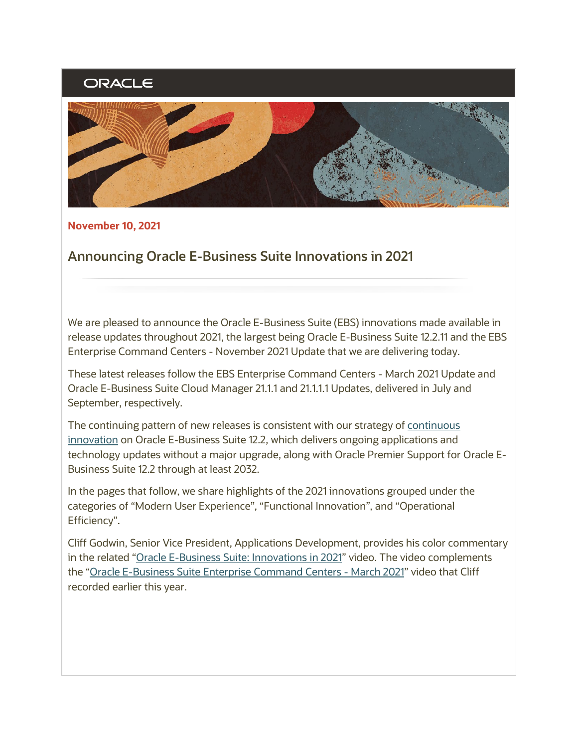ORACLE

**November 10, 2021**

## Announcing Oracle E-Business Suite Innovations in 2021

We are pleased to announce the Oracle E-Business Suite (EBS) innovations made available in release updates throughout 2021, the largest being Oracle E-Business Suite 12.2.11 and the EBS Enterprise Command Centers - November 2021 Update that we are delivering today.

These latest releases follow the EBS Enterprise Command Centers - March 2021 Update and Oracle E-Business Suite Cloud Manager 21.1.1 and 21.1.1.1 Updates, delivered in July and September, respectively.

The continuing pattern of new releases is consistent with our strategy of continuous innovation on Oracle E-Business Suite 12.2, which delivers ongoing applications and technology updates without a major upgrade, along with Oracle Premier Support for Oracle E-Business Suite 12.2 through at least 2032.

In the pages that follow, we share highlights of the 2021 innovations grouped under the categories of "Modern User Experience", "Functional Innovation", and "Operational Efficiency".

Cliff Godwin, Senior Vice President, Applications Development, provides his color commentary in the related "Oracle E-Business Suite: Innovations in 2021" video. The video complements the "Oracle E-Business Suite Enterprise Command Centers - March 2021" video that Cliff recorded earlier this year.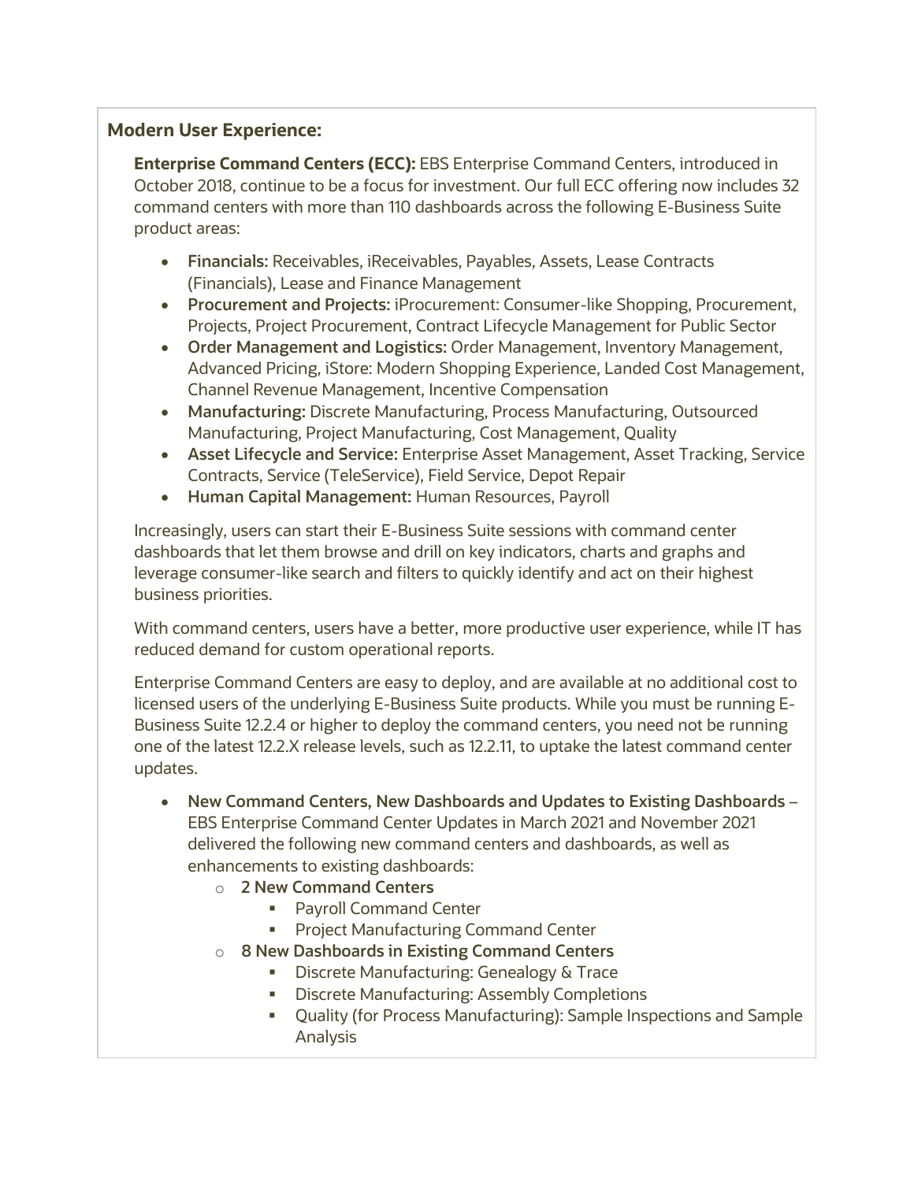**Modern User Experience:**

**Enterprise Command Centers (ECC):** EBS Enterprise Command Centers, introduced in October 2018, continue to be a focus for investment. Our full ECC offering now includes 32 command centers with more than 110 dashboards across the following E-Business Suite product areas:

- **Financials:** Receivables, iReceivables, Payables, Assets, Lease Contracts (Financials), Lease and Finance Management
- **Procurement and Projects:** iProcurement: Consumer-like Shopping, Procurement, Projects, Project Procurement, Contract Lifecycle Management for Public Sector
- **Order Management and Logistics:** Order Management, Inventory Management, Advanced Pricing, iStore: Modern Shopping Experience, Landed Cost Management, Channel Revenue Management, Incentive Compensation
- **Manufacturing:** Discrete Manufacturing, Process Manufacturing, Outsourced Manufacturing, Project Manufacturing, Cost Management, Quality
- **Asset Lifecycle and Service:** Enterprise Asset Management, Asset Tracking, Service Contracts, Service (TeleService), Field Service, Depot Repair
- **Human Capital Management:** Human Resources, Payroll

Increasingly, users can start their E-Business Suite sessions with command center dashboards that let them browse and drill on key indicators, charts and graphs and leverage consumer-like search and filters to quickly identify and act on their highest business priorities.

With command centers, users have a better, more productive user experience, while IT has reduced demand for custom operational reports.

Enterprise Command Centers are easy to deploy, and are available at no additional cost to licensed users of the underlying E-Business Suite products. While you must be running E-Business Suite 12.2.4 or higher to deploy the command centers, you need not be running one of the latest 12.2.X release levels, such as 12.2.11, to uptake the latest command center updates.

- **New Command Centers, New Dashboards and Updates to Existing Dashboards** – EBS Enterprise Command Center Updates in March 2021 and November 2021 delivered the following new command centers and dashboards, as well as enhancements to existing dashboards:
  - **2 New Command Centers**
    - Payroll Command Center
    - Project Manufacturing Command Center
  - **8 New Dashboards in Existing Command Centers**
    - Discrete Manufacturing: Genealogy & Trace
    - Discrete Manufacturing: Assembly Completions
    - Quality (for Process Manufacturing): Sample Inspections and Sample Analysis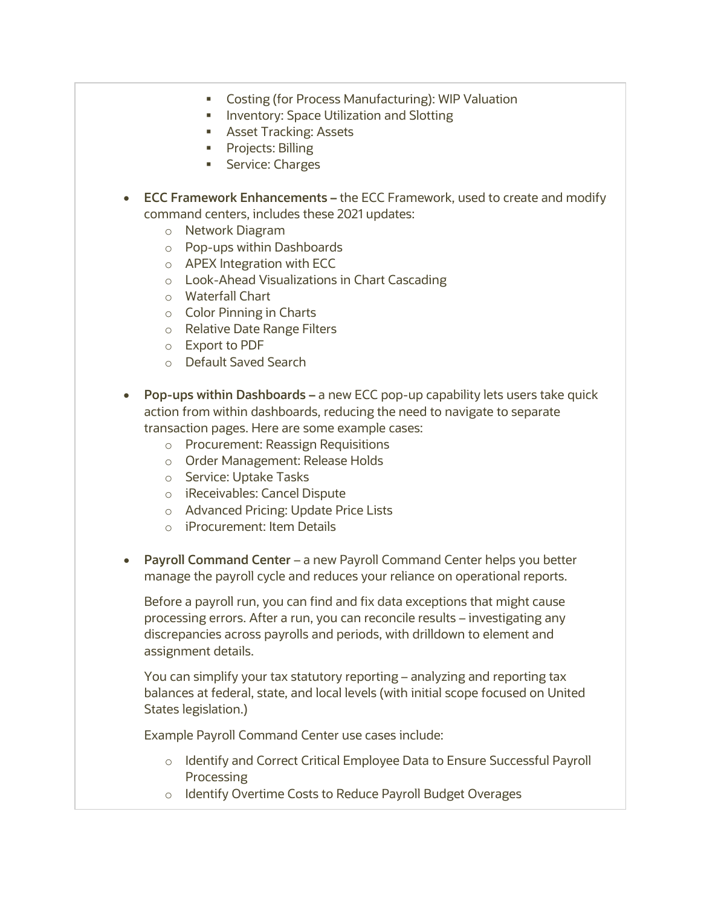- Costing (for Process Manufacturing): WIP Valuation
        - Inventory: Space Utilization and Slotting
        - Asset Tracking: Assets
        - Projects: Billing
        - Service: Charges

- **ECC Framework Enhancements –** the ECC Framework, used to create and modify command centers, includes these 2021 updates:
    - Network Diagram
    - Pop-ups within Dashboards
    - APEX Integration with ECC
    - Look-Ahead Visualizations in Chart Cascading
    - Waterfall Chart
    - Color Pinning in Charts
    - Relative Date Range Filters
    - Export to PDF
    - Default Saved Search

- **Pop-ups within Dashboards –** a new ECC pop-up capability lets users take quick action from within dashboards, reducing the need to navigate to separate transaction pages. Here are some example cases:
    - Procurement: Reassign Requisitions
    - Order Management: Release Holds
    - Service: Uptake Tasks
    - iReceivables: Cancel Dispute
    - Advanced Pricing: Update Price Lists
    - iProcurement: Item Details

- **Payroll Command Center** – a new Payroll Command Center helps you better manage the payroll cycle and reduces your reliance on operational reports.

  Before a payroll run, you can find and fix data exceptions that might cause processing errors. After a run, you can reconcile results – investigating any discrepancies across payrolls and periods, with drilldown to element and assignment details.

  You can simplify your tax statutory reporting – analyzing and reporting tax balances at federal, state, and local levels (with initial scope focused on United States legislation.)

  Example Payroll Command Center use cases include:

    - Identify and Correct Critical Employee Data to Ensure Successful Payroll Processing
    - Identify Overtime Costs to Reduce Payroll Budget Overages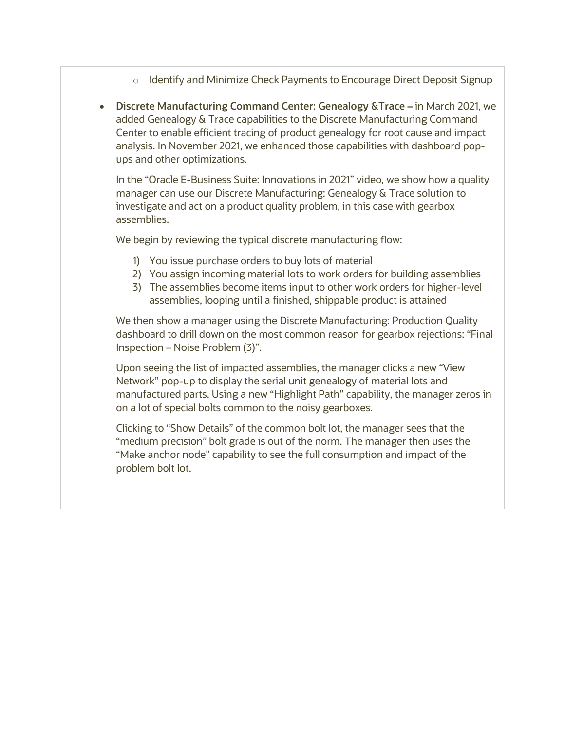- Identify and Minimize Check Payments to Encourage Direct Deposit Signup

- **Discrete Manufacturing Command Center: Genealogy &Trace –** in March 2021, we added Genealogy & Trace capabilities to the Discrete Manufacturing Command Center to enable efficient tracing of product genealogy for root cause and impact analysis. In November 2021, we enhanced those capabilities with dashboard pop-ups and other optimizations.

  In the "Oracle E-Business Suite: Innovations in 2021" video, we show how a quality manager can use our Discrete Manufacturing: Genealogy & Trace solution to investigate and act on a product quality problem, in this case with gearbox assemblies.

  We begin by reviewing the typical discrete manufacturing flow:

  1) You issue purchase orders to buy lots of material
  2) You assign incoming material lots to work orders for building assemblies
  3) The assemblies become items input to other work orders for higher-level assemblies, looping until a finished, shippable product is attained

  We then show a manager using the Discrete Manufacturing: Production Quality dashboard to drill down on the most common reason for gearbox rejections: "Final Inspection – Noise Problem (3)".

  Upon seeing the list of impacted assemblies, the manager clicks a new "View Network" pop-up to display the serial unit genealogy of material lots and manufactured parts. Using a new "Highlight Path" capability, the manager zeros in on a lot of special bolts common to the noisy gearboxes.

  Clicking to "Show Details" of the common bolt lot, the manager sees that the "medium precision" bolt grade is out of the norm. The manager then uses the "Make anchor node" capability to see the full consumption and impact of the problem bolt lot.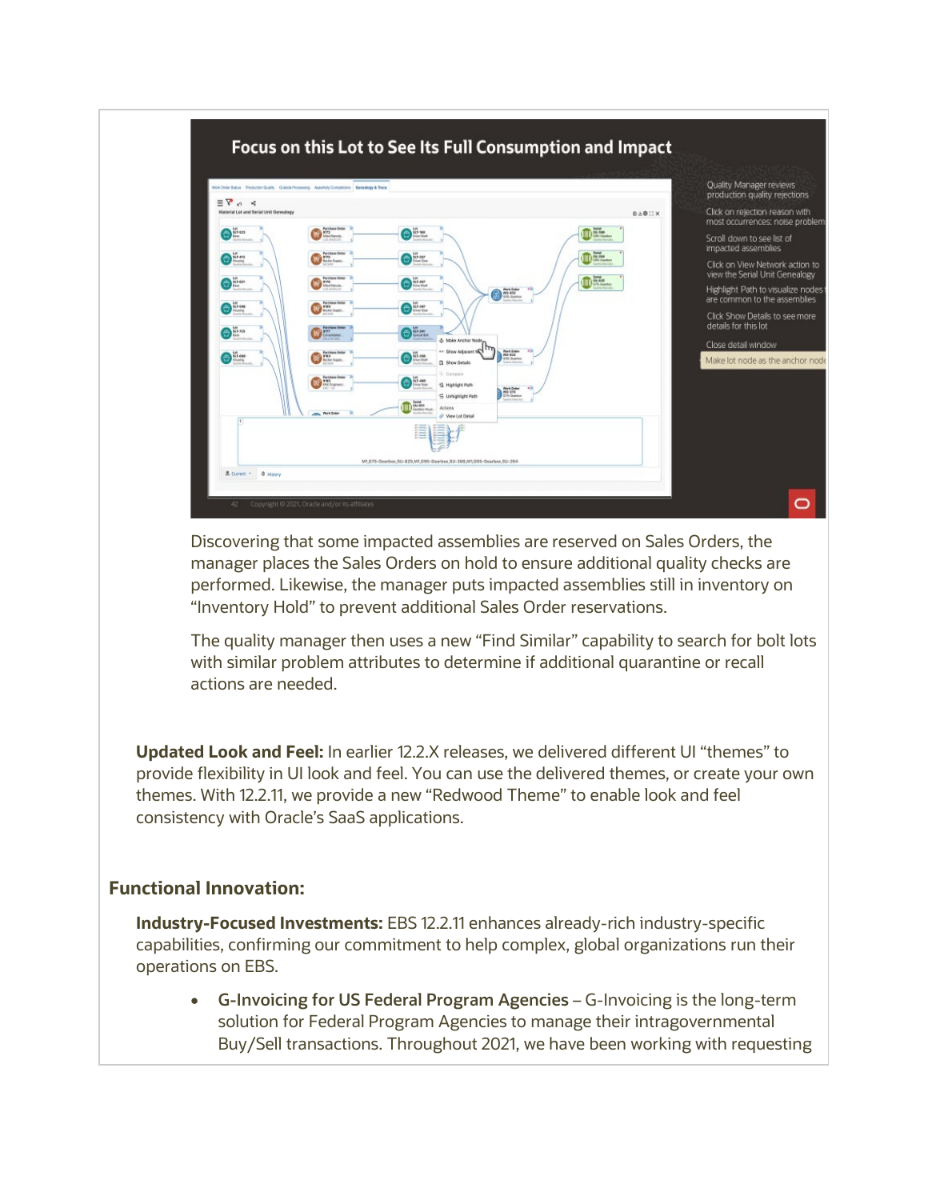Discovering that some impacted assemblies are reserved on Sales Orders, the manager places the Sales Orders on hold to ensure additional quality checks are performed. Likewise, the manager puts impacted assemblies still in inventory on "Inventory Hold" to prevent additional Sales Order reservations.

The quality manager then uses a new "Find Similar" capability to search for bolt lots with similar problem attributes to determine if additional quarantine or recall actions are needed.

**Updated Look and Feel:** In earlier 12.2.X releases, we delivered different UI "themes" to provide flexibility in UI look and feel. You can use the delivered themes, or create your own themes. With 12.2.11, we provide a new "Redwood Theme" to enable look and feel consistency with Oracle's SaaS applications.

## Functional Innovation:

**Industry-Focused Investments:** EBS 12.2.11 enhances already-rich industry-specific capabilities, confirming our commitment to help complex, global organizations run their operations on EBS.

- **G-Invoicing for US Federal Program Agencies** – G-Invoicing is the long-term solution for Federal Program Agencies to manage their intragovernmental Buy/Sell transactions. Throughout 2021, we have been working with requesting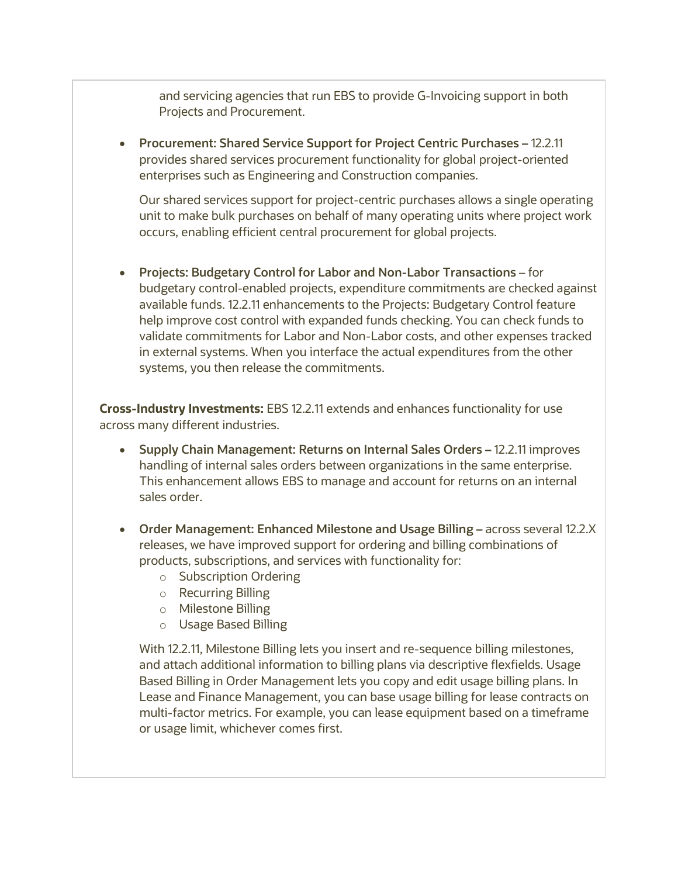and servicing agencies that run EBS to provide G-Invoicing support in both Projects and Procurement.

- **Procurement: Shared Service Support for Project Centric Purchases –** 12.2.11 provides shared services procurement functionality for global project-oriented enterprises such as Engineering and Construction companies.

  Our shared services support for project-centric purchases allows a single operating unit to make bulk purchases on behalf of many operating units where project work occurs, enabling efficient central procurement for global projects.

- **Projects: Budgetary Control for Labor and Non-Labor Transactions** – for budgetary control-enabled projects, expenditure commitments are checked against available funds. 12.2.11 enhancements to the Projects: Budgetary Control feature help improve cost control with expanded funds checking. You can check funds to validate commitments for Labor and Non-Labor costs, and other expenses tracked in external systems. When you interface the actual expenditures from the other systems, you then release the commitments.

**Cross-Industry Investments:** EBS 12.2.11 extends and enhances functionality for use across many different industries.

- **Supply Chain Management: Returns on Internal Sales Orders –** 12.2.11 improves handling of internal sales orders between organizations in the same enterprise. This enhancement allows EBS to manage and account for returns on an internal sales order.

- **Order Management: Enhanced Milestone and Usage Billing –** across several 12.2.X releases, we have improved support for ordering and billing combinations of products, subscriptions, and services with functionality for:
  - Subscription Ordering
  - Recurring Billing
  - Milestone Billing
  - Usage Based Billing

  With 12.2.11, Milestone Billing lets you insert and re-sequence billing milestones, and attach additional information to billing plans via descriptive flexfields. Usage Based Billing in Order Management lets you copy and edit usage billing plans. In Lease and Finance Management, you can base usage billing for lease contracts on multi-factor metrics. For example, you can lease equipment based on a timeframe or usage limit, whichever comes first.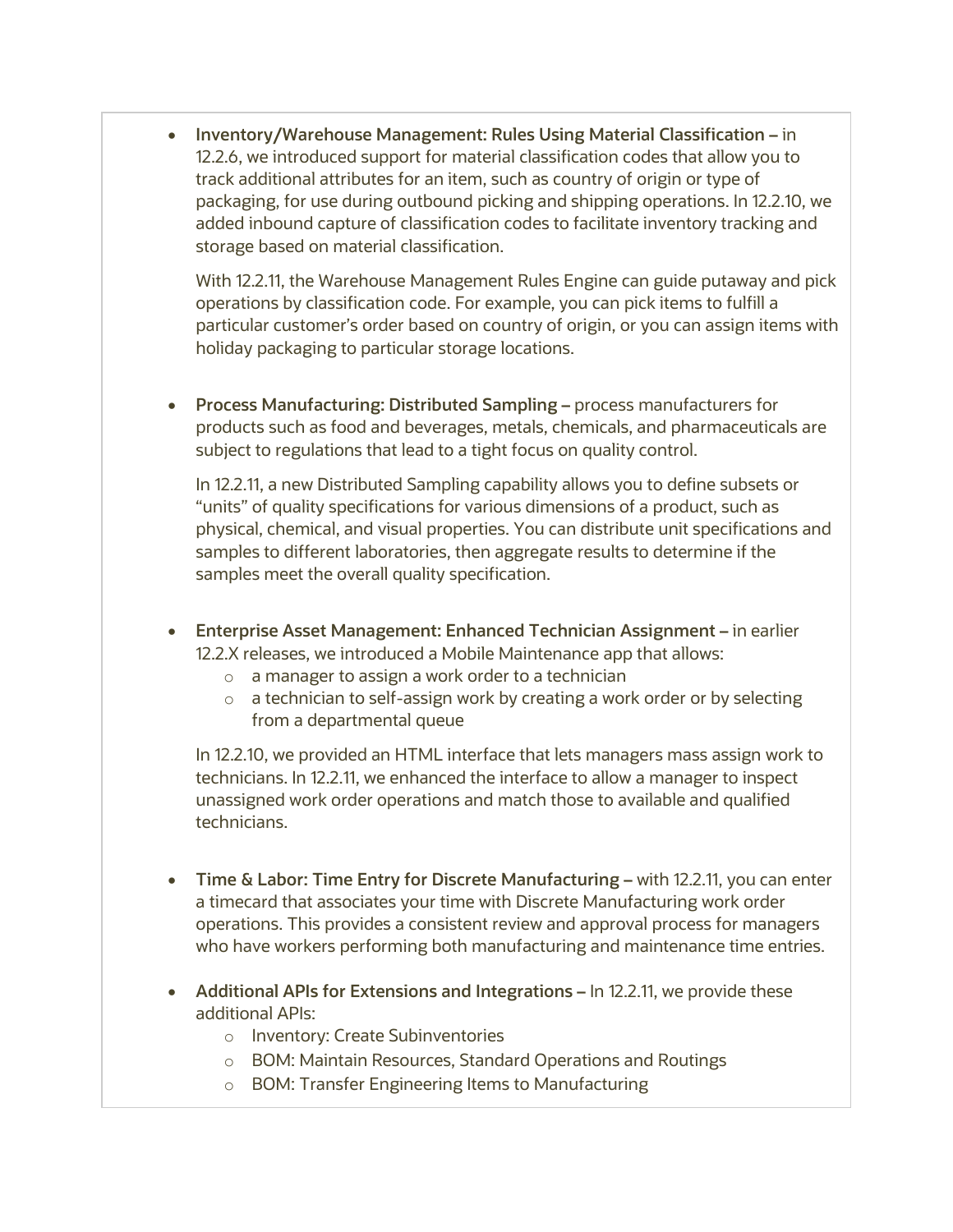- **Inventory/Warehouse Management: Rules Using Material Classification –** in 12.2.6, we introduced support for material classification codes that allow you to track additional attributes for an item, such as country of origin or type of packaging, for use during outbound picking and shipping operations. In 12.2.10, we added inbound capture of classification codes to facilitate inventory tracking and storage based on material classification.

  With 12.2.11, the Warehouse Management Rules Engine can guide putaway and pick operations by classification code. For example, you can pick items to fulfill a particular customer's order based on country of origin, or you can assign items with holiday packaging to particular storage locations.

- **Process Manufacturing: Distributed Sampling –** process manufacturers for products such as food and beverages, metals, chemicals, and pharmaceuticals are subject to regulations that lead to a tight focus on quality control.

  In 12.2.11, a new Distributed Sampling capability allows you to define subsets or "units" of quality specifications for various dimensions of a product, such as physical, chemical, and visual properties. You can distribute unit specifications and samples to different laboratories, then aggregate results to determine if the samples meet the overall quality specification.

- **Enterprise Asset Management: Enhanced Technician Assignment –** in earlier 12.2.X releases, we introduced a Mobile Maintenance app that allows:
  - a manager to assign a work order to a technician
  - a technician to self-assign work by creating a work order or by selecting from a departmental queue

  In 12.2.10, we provided an HTML interface that lets managers mass assign work to technicians. In 12.2.11, we enhanced the interface to allow a manager to inspect unassigned work order operations and match those to available and qualified technicians.

- **Time & Labor: Time Entry for Discrete Manufacturing –** with 12.2.11, you can enter a timecard that associates your time with Discrete Manufacturing work order operations. This provides a consistent review and approval process for managers who have workers performing both manufacturing and maintenance time entries.

- **Additional APIs for Extensions and Integrations –** In 12.2.11, we provide these additional APIs:
  - Inventory: Create Subinventories
  - BOM: Maintain Resources, Standard Operations and Routings
  - BOM: Transfer Engineering Items to Manufacturing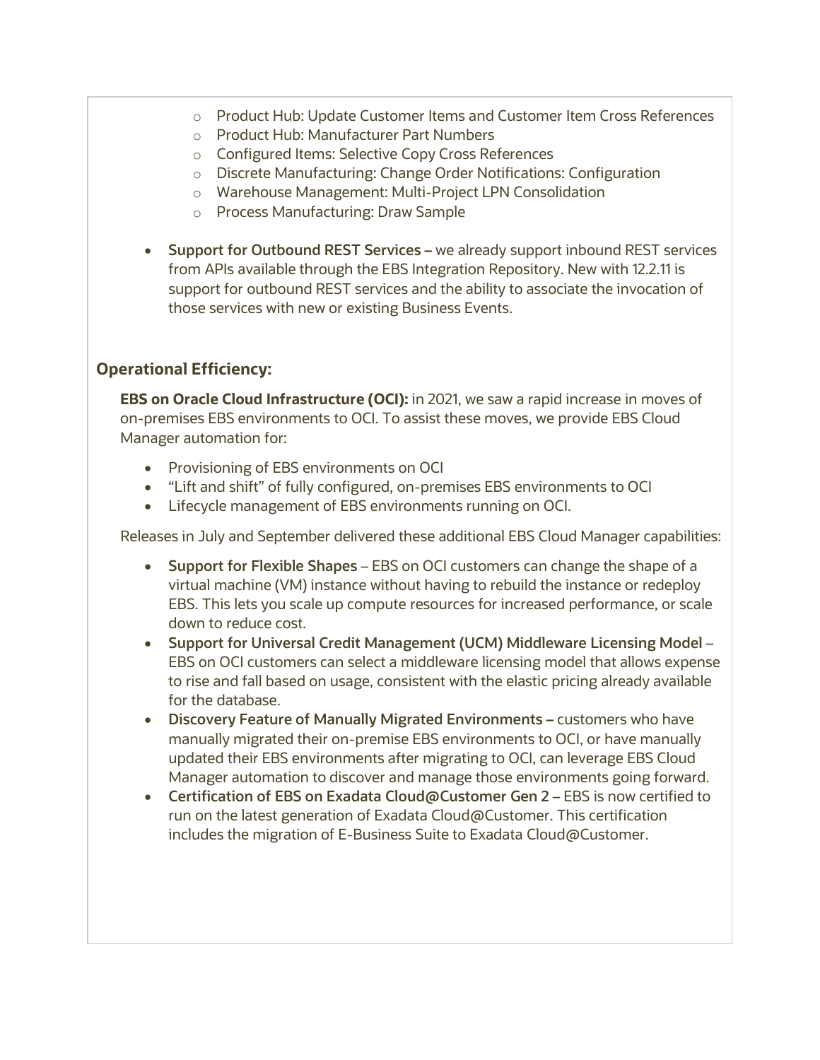- Product Hub: Update Customer Items and Customer Item Cross References
    - Product Hub: Manufacturer Part Numbers
    - Configured Items: Selective Copy Cross References
    - Discrete Manufacturing: Change Order Notifications: Configuration
    - Warehouse Management: Multi-Project LPN Consolidation
    - Process Manufacturing: Draw Sample

- **Support for Outbound REST Services –** we already support inbound REST services from APIs available through the EBS Integration Repository. New with 12.2.11 is support for outbound REST services and the ability to associate the invocation of those services with new or existing Business Events.

## Operational Efficiency:

**EBS on Oracle Cloud Infrastructure (OCI):** in 2021, we saw a rapid increase in moves of on-premises EBS environments to OCI. To assist these moves, we provide EBS Cloud Manager automation for:

- Provisioning of EBS environments on OCI
- "Lift and shift" of fully configured, on-premises EBS environments to OCI
- Lifecycle management of EBS environments running on OCI.

Releases in July and September delivered these additional EBS Cloud Manager capabilities:

- **Support for Flexible Shapes** – EBS on OCI customers can change the shape of a virtual machine (VM) instance without having to rebuild the instance or redeploy EBS. This lets you scale up compute resources for increased performance, or scale down to reduce cost.
- **Support for Universal Credit Management (UCM) Middleware Licensing Model** – EBS on OCI customers can select a middleware licensing model that allows expense to rise and fall based on usage, consistent with the elastic pricing already available for the database.
- **Discovery Feature of Manually Migrated Environments –** customers who have manually migrated their on-premise EBS environments to OCI, or have manually updated their EBS environments after migrating to OCI, can leverage EBS Cloud Manager automation to discover and manage those environments going forward.
- **Certification of EBS on Exadata Cloud@Customer Gen 2** – EBS is now certified to run on the latest generation of Exadata Cloud@Customer. This certification includes the migration of E-Business Suite to Exadata Cloud@Customer.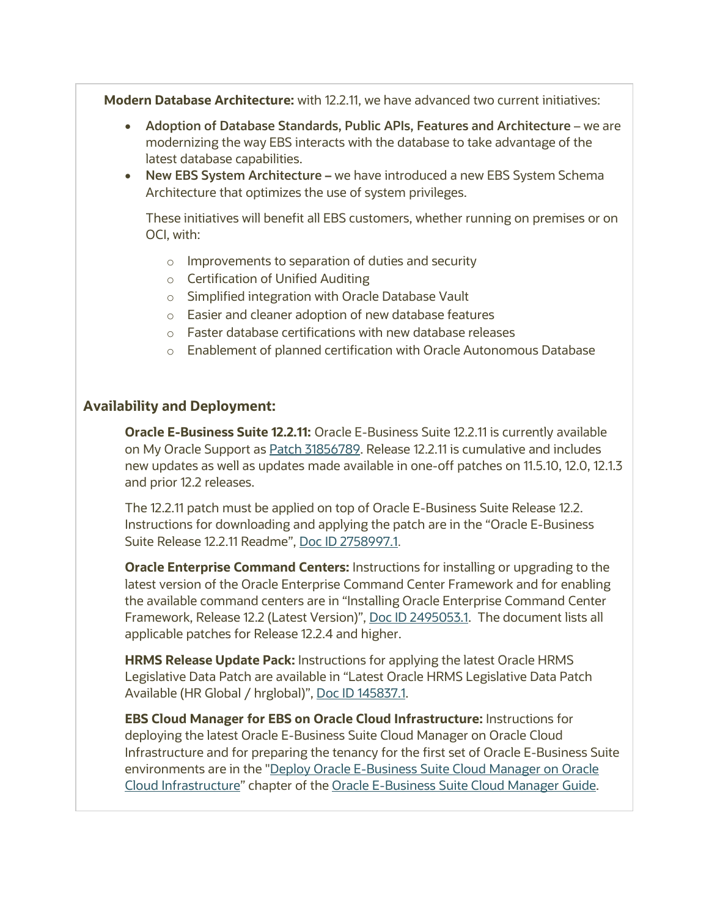**Modern Database Architecture:** with 12.2.11, we have advanced two current initiatives:

- **Adoption of Database Standards, Public APIs, Features and Architecture** – we are modernizing the way EBS interacts with the database to take advantage of the latest database capabilities.
- **New EBS System Architecture –** we have introduced a new EBS System Schema Architecture that optimizes the use of system privileges.

  These initiatives will benefit all EBS customers, whether running on premises or on OCI, with:

  - Improvements to separation of duties and security
  - Certification of Unified Auditing
  - Simplified integration with Oracle Database Vault
  - Easier and cleaner adoption of new database features
  - Faster database certifications with new database releases
  - Enablement of planned certification with Oracle Autonomous Database

## Availability and Deployment:

**Oracle E-Business Suite 12.2.11:** Oracle E-Business Suite 12.2.11 is currently available on My Oracle Support as Patch 31856789. Release 12.2.11 is cumulative and includes new updates as well as updates made available in one-off patches on 11.5.10, 12.0, 12.1.3 and prior 12.2 releases.

The 12.2.11 patch must be applied on top of Oracle E-Business Suite Release 12.2. Instructions for downloading and applying the patch are in the "Oracle E-Business Suite Release 12.2.11 Readme", Doc ID 2758997.1.

**Oracle Enterprise Command Centers:** Instructions for installing or upgrading to the latest version of the Oracle Enterprise Command Center Framework and for enabling the available command centers are in "Installing Oracle Enterprise Command Center Framework, Release 12.2 (Latest Version)", Doc ID 2495053.1. The document lists all applicable patches for Release 12.2.4 and higher.

**HRMS Release Update Pack:** Instructions for applying the latest Oracle HRMS Legislative Data Patch are available in "Latest Oracle HRMS Legislative Data Patch Available (HR Global / hrglobal)", Doc ID 145837.1.

**EBS Cloud Manager for EBS on Oracle Cloud Infrastructure:** Instructions for deploying the latest Oracle E-Business Suite Cloud Manager on Oracle Cloud Infrastructure and for preparing the tenancy for the first set of Oracle E-Business Suite environments are in the "Deploy Oracle E-Business Suite Cloud Manager on Oracle Cloud Infrastructure" chapter of the Oracle E-Business Suite Cloud Manager Guide.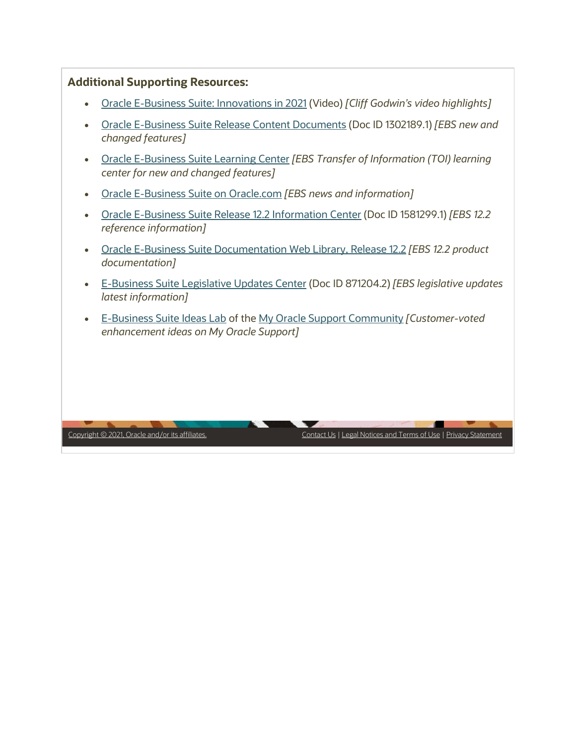**Additional Supporting Resources:**

- Oracle E-Business Suite: Innovations in 2021 (Video) *[Cliff Godwin's video highlights]*
- Oracle E-Business Suite Release Content Documents (Doc ID 1302189.1) *[EBS new and changed features]*
- Oracle E-Business Suite Learning Center *[EBS Transfer of Information (TOI) learning center for new and changed features]*
- Oracle E-Business Suite on Oracle.com *[EBS news and information]*
- Oracle E-Business Suite Release 12.2 Information Center (Doc ID 1581299.1) *[EBS 12.2 reference information]*
- Oracle E-Business Suite Documentation Web Library, Release 12.2 *[EBS 12.2 product documentation]*
- E-Business Suite Legislative Updates Center (Doc ID 871204.2) *[EBS legislative updates latest information]*
- E-Business Suite Ideas Lab of the My Oracle Support Community *[Customer-voted enhancement ideas on My Oracle Support]*

Copyright © 2021, Oracle and/or its affiliates. Contact Us | Legal Notices and Terms of Use | Privacy Statement